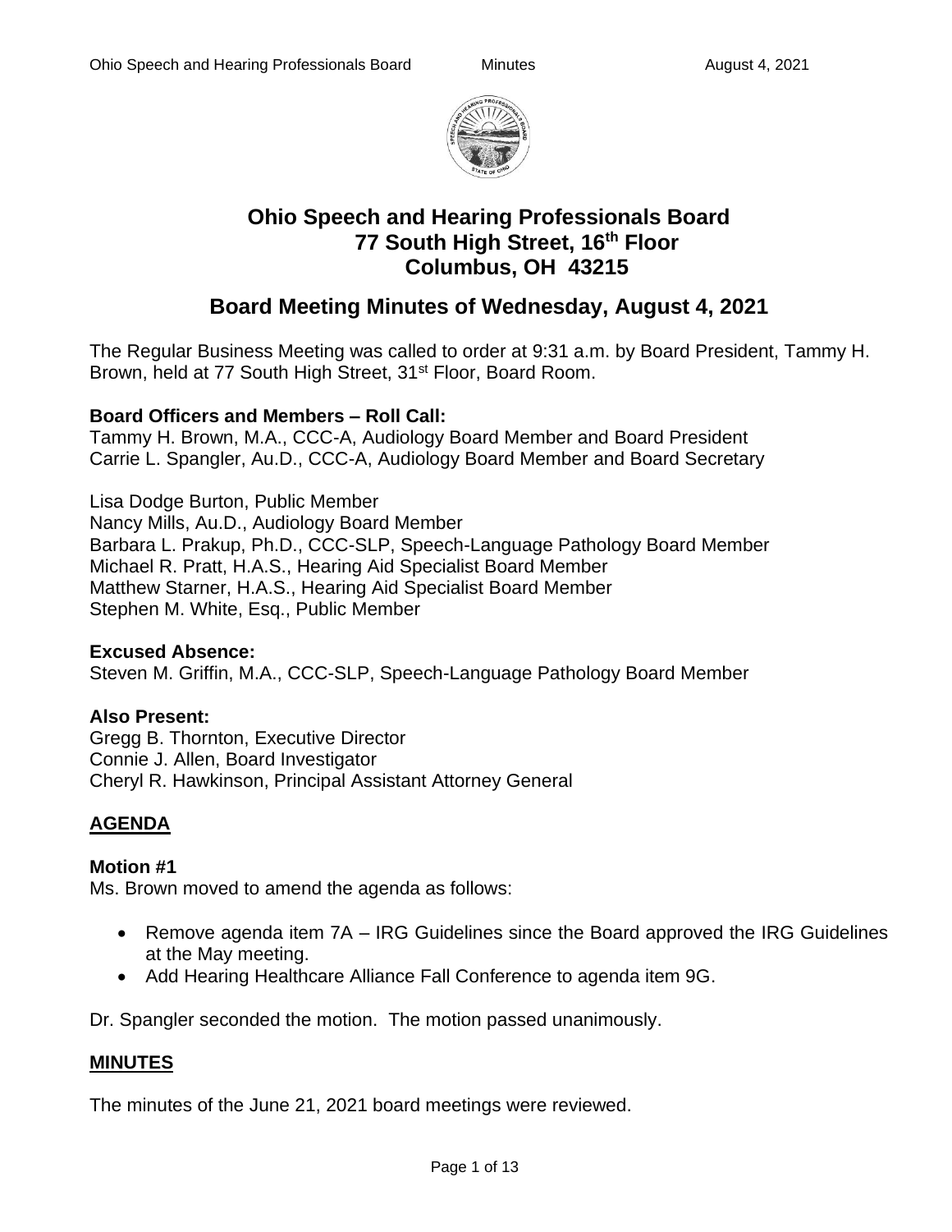# Ohio Speech and Hearing Professionals Board
## 77 South High Street, 16th Floor
## Columbus, OH 43215

## Board Meeting Minutes of Wednesday, August 4, 2021

The Regular Business Meeting was called to order at 9:31 a.m. by Board President, Tammy H. Brown, held at 77 South High Street, 31st Floor, Board Room.

**Board Officers and Members – Roll Call:**
Tammy H. Brown, M.A., CCC-A, Audiology Board Member and Board President
Carrie L. Spangler, Au.D., CCC-A, Audiology Board Member and Board Secretary

Lisa Dodge Burton, Public Member
Nancy Mills, Au.D., Audiology Board Member
Barbara L. Prakup, Ph.D., CCC-SLP, Speech-Language Pathology Board Member
Michael R. Pratt, H.A.S., Hearing Aid Specialist Board Member
Matthew Starner, H.A.S., Hearing Aid Specialist Board Member
Stephen M. White, Esq., Public Member

**Excused Absence:**
Steven M. Griffin, M.A., CCC-SLP, Speech-Language Pathology Board Member

**Also Present:**
Gregg B. Thornton, Executive Director
Connie J. Allen, Board Investigator
Cheryl R. Hawkinson, Principal Assistant Attorney General

## AGENDA

**Motion #1**
Ms. Brown moved to amend the agenda as follows:

- Remove agenda item 7A – IRG Guidelines since the Board approved the IRG Guidelines at the May meeting.
- Add Hearing Healthcare Alliance Fall Conference to agenda item 9G.

Dr. Spangler seconded the motion. The motion passed unanimously.

## MINUTES

The minutes of the June 21, 2021 board meetings were reviewed.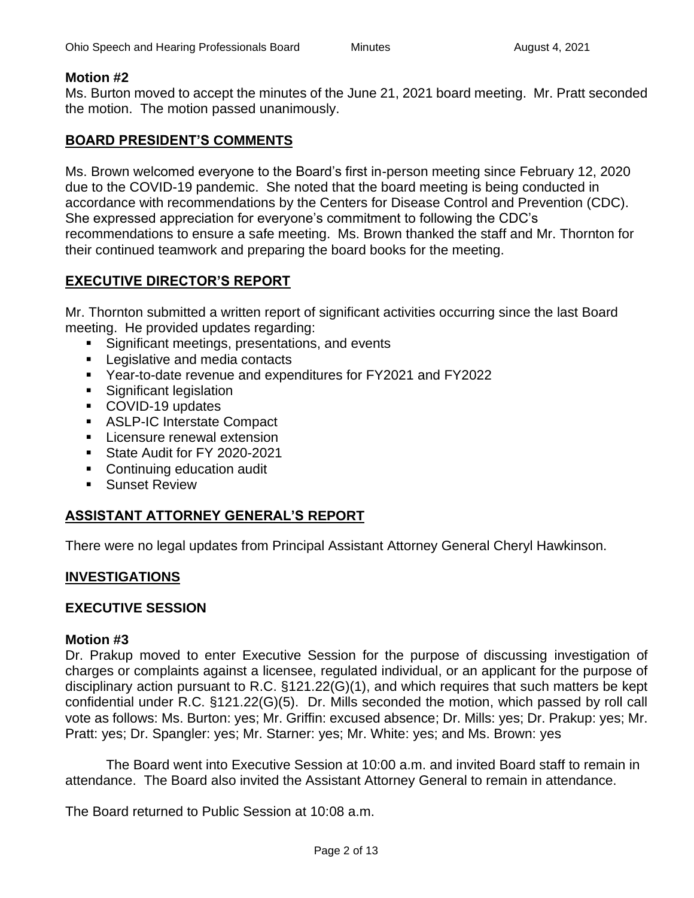**Motion #2**

Ms. Burton moved to accept the minutes of the June 21, 2021 board meeting. Mr. Pratt seconded the motion. The motion passed unanimously.

## BOARD PRESIDENT'S COMMENTS

Ms. Brown welcomed everyone to the Board's first in-person meeting since February 12, 2020 due to the COVID-19 pandemic. She noted that the board meeting is being conducted in accordance with recommendations by the Centers for Disease Control and Prevention (CDC). She expressed appreciation for everyone's commitment to following the CDC's recommendations to ensure a safe meeting. Ms. Brown thanked the staff and Mr. Thornton for their continued teamwork and preparing the board books for the meeting.

## EXECUTIVE DIRECTOR'S REPORT

Mr. Thornton submitted a written report of significant activities occurring since the last Board meeting. He provided updates regarding:

- Significant meetings, presentations, and events
- Legislative and media contacts
- Year-to-date revenue and expenditures for FY2021 and FY2022
- Significant legislation
- COVID-19 updates
- ASLP-IC Interstate Compact
- Licensure renewal extension
- State Audit for FY 2020-2021
- Continuing education audit
- Sunset Review

## ASSISTANT ATTORNEY GENERAL'S REPORT

There were no legal updates from Principal Assistant Attorney General Cheryl Hawkinson.

## INVESTIGATIONS

### EXECUTIVE SESSION

**Motion #3**

Dr. Prakup moved to enter Executive Session for the purpose of discussing investigation of charges or complaints against a licensee, regulated individual, or an applicant for the purpose of disciplinary action pursuant to R.C. §121.22(G)(1), and which requires that such matters be kept confidential under R.C. §121.22(G)(5). Dr. Mills seconded the motion, which passed by roll call vote as follows: Ms. Burton: yes; Mr. Griffin: excused absence; Dr. Mills: yes; Dr. Prakup: yes; Mr. Pratt: yes; Dr. Spangler: yes; Mr. Starner: yes; Mr. White: yes; and Ms. Brown: yes

The Board went into Executive Session at 10:00 a.m. and invited Board staff to remain in attendance. The Board also invited the Assistant Attorney General to remain in attendance.

The Board returned to Public Session at 10:08 a.m.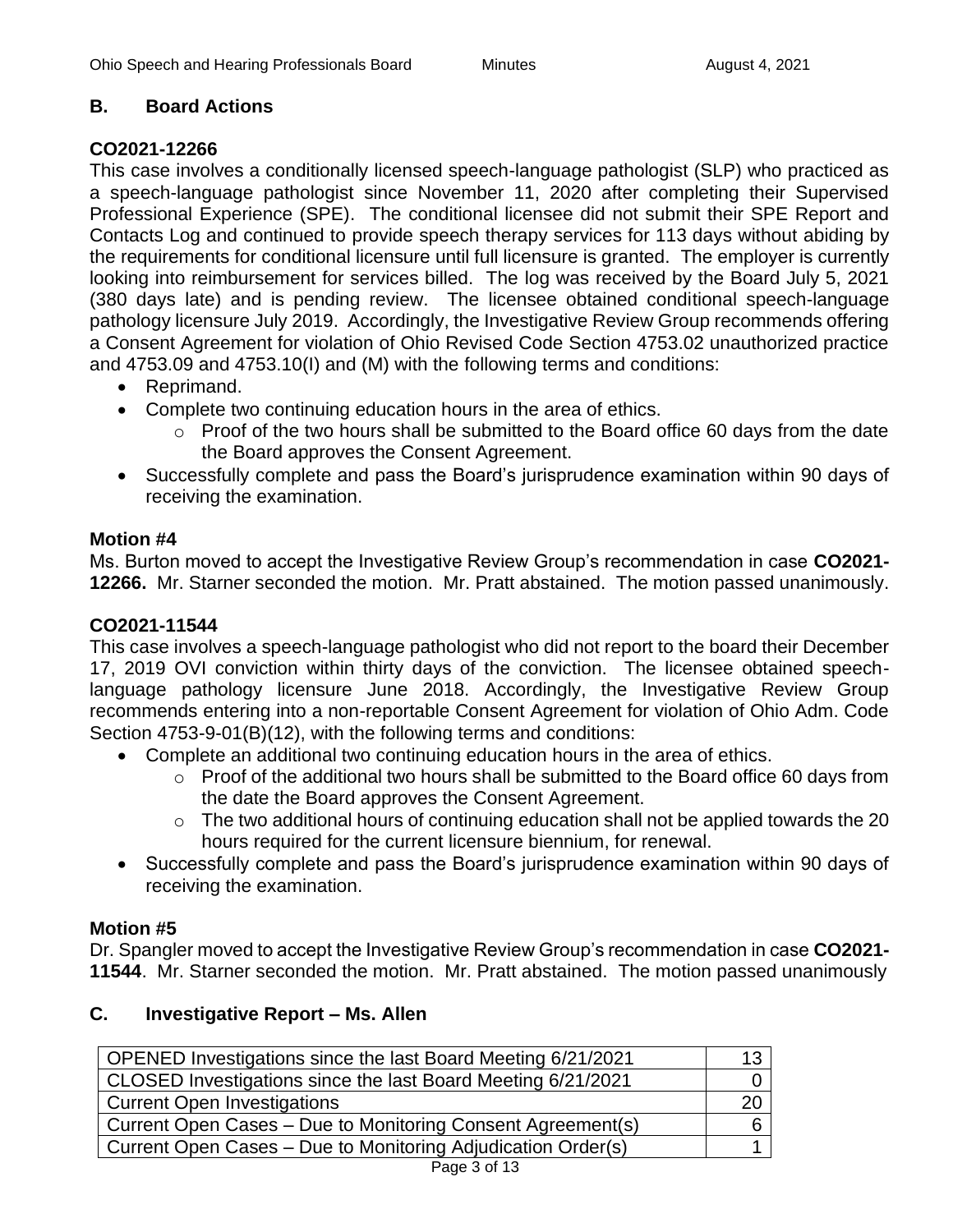## B. Board Actions

### CO2021-12266

This case involves a conditionally licensed speech-language pathologist (SLP) who practiced as a speech-language pathologist since November 11, 2020 after completing their Supervised Professional Experience (SPE). The conditional licensee did not submit their SPE Report and Contacts Log and continued to provide speech therapy services for 113 days without abiding by the requirements for conditional licensure until full licensure is granted. The employer is currently looking into reimbursement for services billed. The log was received by the Board July 5, 2021 (380 days late) and is pending review. The licensee obtained conditional speech-language pathology licensure July 2019. Accordingly, the Investigative Review Group recommends offering a Consent Agreement for violation of Ohio Revised Code Section 4753.02 unauthorized practice and 4753.09 and 4753.10(I) and (M) with the following terms and conditions:

- Reprimand.
- Complete two continuing education hours in the area of ethics.
  - Proof of the two hours shall be submitted to the Board office 60 days from the date the Board approves the Consent Agreement.
- Successfully complete and pass the Board's jurisprudence examination within 90 days of receiving the examination.

### Motion #4

Ms. Burton moved to accept the Investigative Review Group's recommendation in case **CO2021-12266.** Mr. Starner seconded the motion. Mr. Pratt abstained. The motion passed unanimously.

### CO2021-11544

This case involves a speech-language pathologist who did not report to the board their December 17, 2019 OVI conviction within thirty days of the conviction. The licensee obtained speech-language pathology licensure June 2018. Accordingly, the Investigative Review Group recommends entering into a non-reportable Consent Agreement for violation of Ohio Adm. Code Section 4753-9-01(B)(12), with the following terms and conditions:

- Complete an additional two continuing education hours in the area of ethics.
  - Proof of the additional two hours shall be submitted to the Board office 60 days from the date the Board approves the Consent Agreement.
  - The two additional hours of continuing education shall not be applied towards the 20 hours required for the current licensure biennium, for renewal.
- Successfully complete and pass the Board's jurisprudence examination within 90 days of receiving the examination.

### Motion #5

Dr. Spangler moved to accept the Investigative Review Group's recommendation in case **CO2021-11544**. Mr. Starner seconded the motion. Mr. Pratt abstained. The motion passed unanimously

## C. Investigative Report – Ms. Allen

| | |
|---|---|
| OPENED Investigations since the last Board Meeting 6/21/2021 | 13 |
| CLOSED Investigations since the last Board Meeting 6/21/2021 | 0 |
| Current Open Investigations | 20 |
| Current Open Cases – Due to Monitoring Consent Agreement(s) | 6 |
| Current Open Cases – Due to Monitoring Adjudication Order(s) | 1 |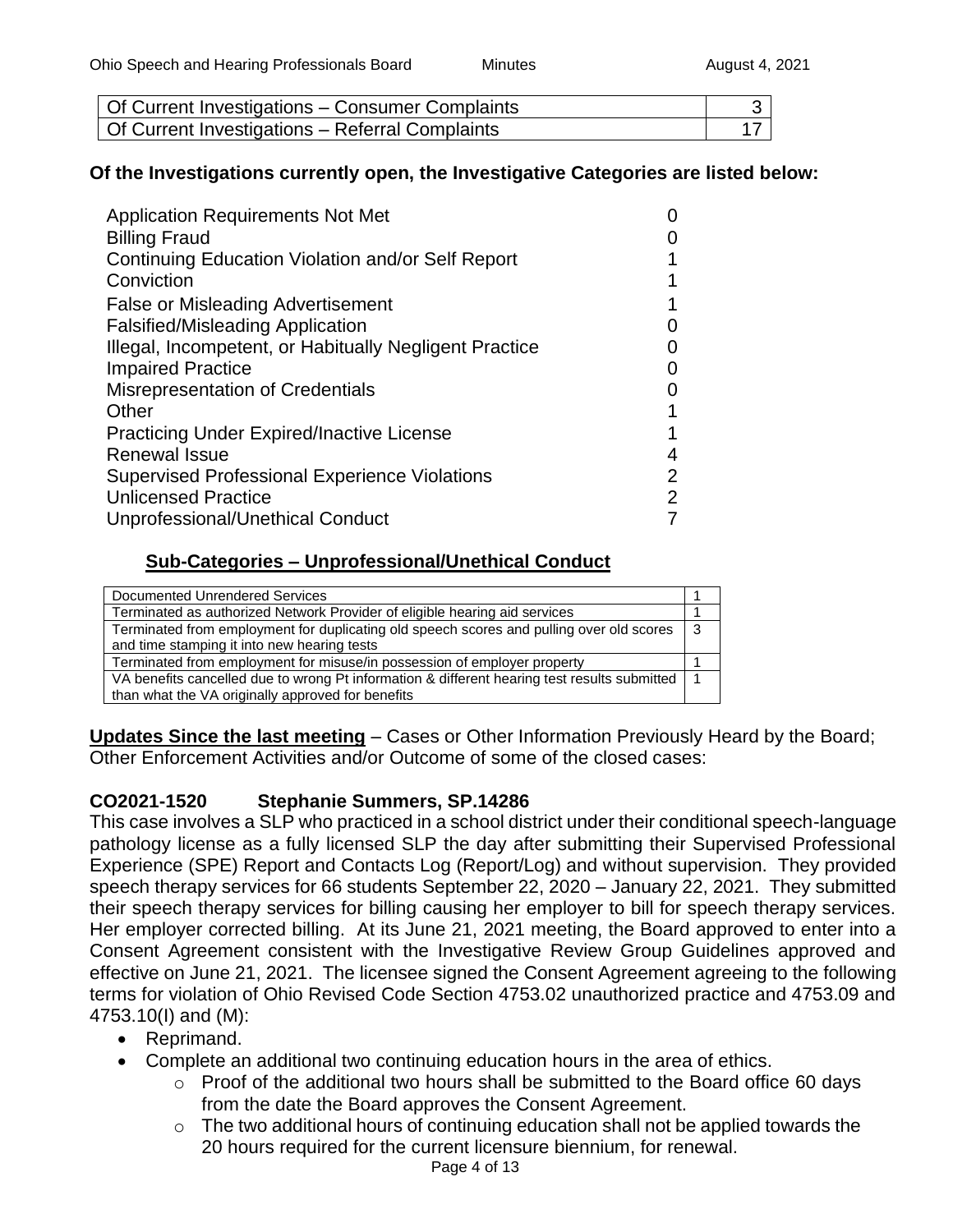| Of Current Investigations – Consumer Complaints | 3 |
|---|---|
| Of Current Investigations – Referral Complaints | 17 |

**Of the Investigations currently open, the Investigative Categories are listed below:**

| Category | Count |
|---|---|
| Application Requirements Not Met | 0 |
| Billing Fraud | 0 |
| Continuing Education Violation and/or Self Report | 1 |
| Conviction | 1 |
| False or Misleading Advertisement | 1 |
| Falsified/Misleading Application | 0 |
| Illegal, Incompetent, or Habitually Negligent Practice | 0 |
| Impaired Practice | 0 |
| Misrepresentation of Credentials | 0 |
| Other | 1 |
| Practicing Under Expired/Inactive License | 1 |
| Renewal Issue | 4 |
| Supervised Professional Experience Violations | 2 |
| Unlicensed Practice | 2 |
| Unprofessional/Unethical Conduct | 7 |

**Sub-Categories – Unprofessional/Unethical Conduct**

| Sub-Category | Count |
|---|---|
| Documented Unrendered Services | 1 |
| Terminated as authorized Network Provider of eligible hearing aid services | 1 |
| Terminated from employment for duplicating old speech scores and pulling over old scores and time stamping it into new hearing tests | 3 |
| Terminated from employment for misuse/in possession of employer property | 1 |
| VA benefits cancelled due to wrong Pt information & different hearing test results submitted than what the VA originally approved for benefits | 1 |

**Updates Since the last meeting** – Cases or Other Information Previously Heard by the Board; Other Enforcement Activities and/or Outcome of some of the closed cases:

**CO2021-1520 Stephanie Summers, SP.14286**

This case involves a SLP who practiced in a school district under their conditional speech-language pathology license as a fully licensed SLP the day after submitting their Supervised Professional Experience (SPE) Report and Contacts Log (Report/Log) and without supervision. They provided speech therapy services for 66 students September 22, 2020 – January 22, 2021. They submitted their speech therapy services for billing causing her employer to bill for speech therapy services. Her employer corrected billing. At its June 21, 2021 meeting, the Board approved to enter into a Consent Agreement consistent with the Investigative Review Group Guidelines approved and effective on June 21, 2021. The licensee signed the Consent Agreement agreeing to the following terms for violation of Ohio Revised Code Section 4753.02 unauthorized practice and 4753.09 and 4753.10(I) and (M):

- Reprimand.
- Complete an additional two continuing education hours in the area of ethics.
  - Proof of the additional two hours shall be submitted to the Board office 60 days from the date the Board approves the Consent Agreement.
  - The two additional hours of continuing education shall not be applied towards the 20 hours required for the current licensure biennium, for renewal.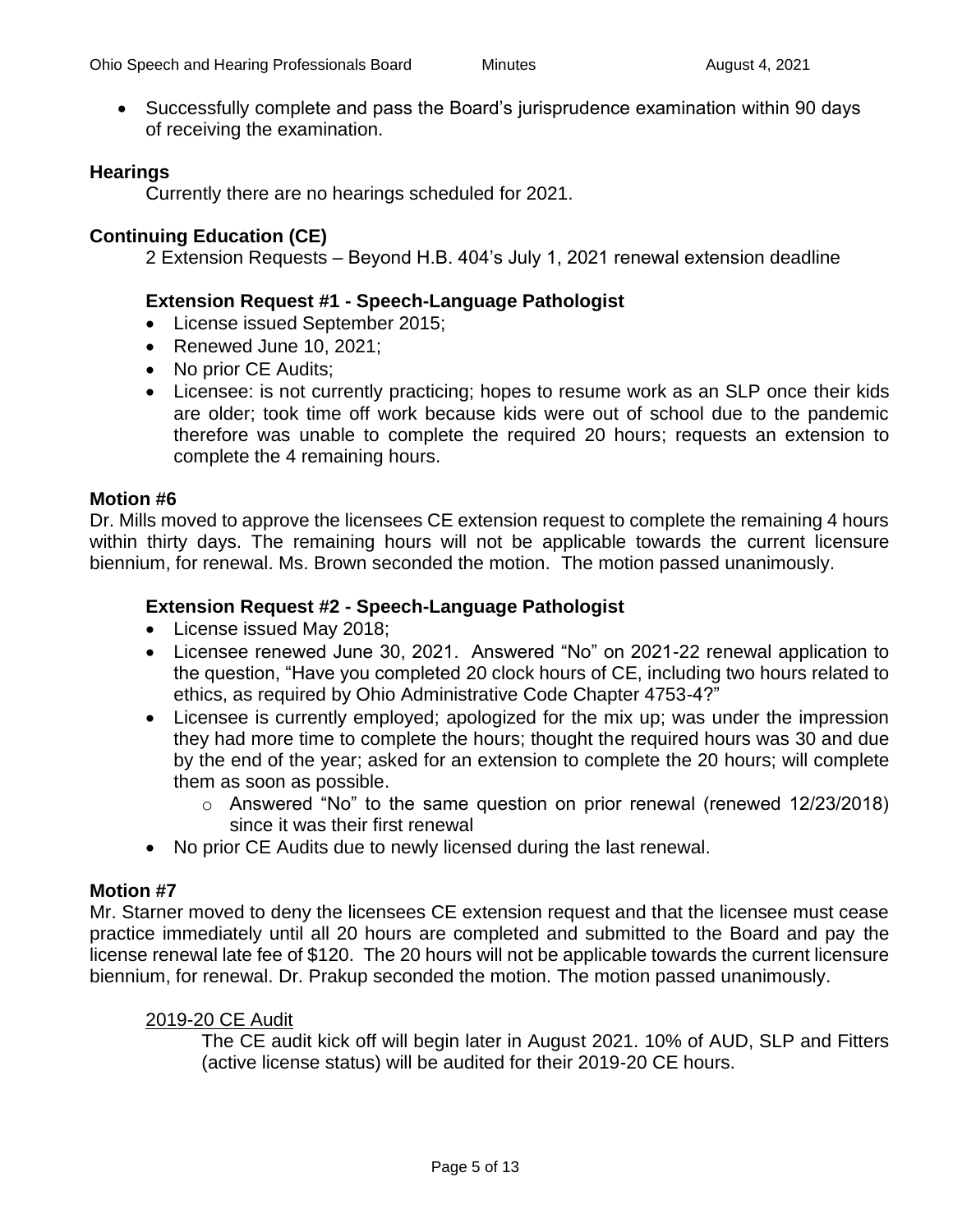- Successfully complete and pass the Board's jurisprudence examination within 90 days of receiving the examination.

## Hearings

Currently there are no hearings scheduled for 2021.

## Continuing Education (CE)

2 Extension Requests – Beyond H.B. 404's July 1, 2021 renewal extension deadline

### Extension Request #1 - Speech-Language Pathologist

- License issued September 2015;
- Renewed June 10, 2021;
- No prior CE Audits;
- Licensee: is not currently practicing; hopes to resume work as an SLP once their kids are older; took time off work because kids were out of school due to the pandemic therefore was unable to complete the required 20 hours; requests an extension to complete the 4 remaining hours.

## Motion #6

Dr. Mills moved to approve the licensees CE extension request to complete the remaining 4 hours within thirty days. The remaining hours will not be applicable towards the current licensure biennium, for renewal. Ms. Brown seconded the motion. The motion passed unanimously.

### Extension Request #2 - Speech-Language Pathologist

- License issued May 2018;
- Licensee renewed June 30, 2021. Answered "No" on 2021-22 renewal application to the question, "Have you completed 20 clock hours of CE, including two hours related to ethics, as required by Ohio Administrative Code Chapter 4753-4?"
- Licensee is currently employed; apologized for the mix up; was under the impression they had more time to complete the hours; thought the required hours was 30 and due by the end of the year; asked for an extension to complete the 20 hours; will complete them as soon as possible.
  - Answered "No" to the same question on prior renewal (renewed 12/23/2018) since it was their first renewal
- No prior CE Audits due to newly licensed during the last renewal.

## Motion #7

Mr. Starner moved to deny the licensees CE extension request and that the licensee must cease practice immediately until all 20 hours are completed and submitted to the Board and pay the license renewal late fee of $120. The 20 hours will not be applicable towards the current licensure biennium, for renewal. Dr. Prakup seconded the motion. The motion passed unanimously.

2019-20 CE Audit

The CE audit kick off will begin later in August 2021. 10% of AUD, SLP and Fitters (active license status) will be audited for their 2019-20 CE hours.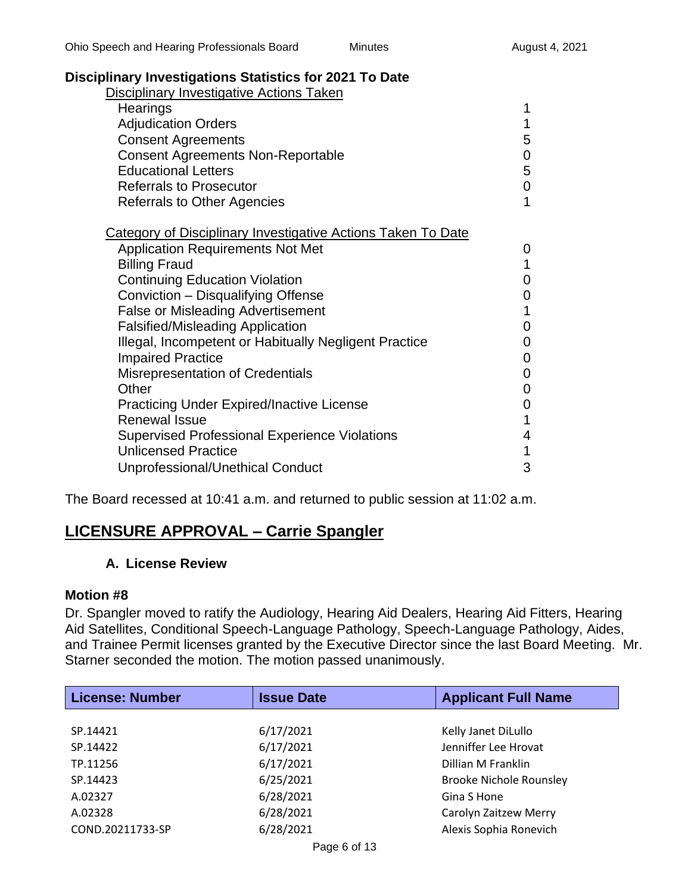### Disciplinary Investigations Statistics for 2021 To Date

Disciplinary Investigative Actions Taken

| | |
|---|---|
| Hearings | 1 |
| Adjudication Orders | 1 |
| Consent Agreements | 5 |
| Consent Agreements Non-Reportable | 0 |
| Educational Letters | 5 |
| Referrals to Prosecutor | 0 |
| Referrals to Other Agencies | 1 |

Category of Disciplinary Investigative Actions Taken To Date

| | |
|---|---|
| Application Requirements Not Met | 0 |
| Billing Fraud | 1 |
| Continuing Education Violation | 0 |
| Conviction – Disqualifying Offense | 0 |
| False or Misleading Advertisement | 1 |
| Falsified/Misleading Application | 0 |
| Illegal, Incompetent or Habitually Negligent Practice | 0 |
| Impaired Practice | 0 |
| Misrepresentation of Credentials | 0 |
| Other | 0 |
| Practicing Under Expired/Inactive License | 0 |
| Renewal Issue | 1 |
| Supervised Professional Experience Violations | 4 |
| Unlicensed Practice | 1 |
| Unprofessional/Unethical Conduct | 3 |

The Board recessed at 10:41 a.m. and returned to public session at 11:02 a.m.

## LICENSURE APPROVAL – Carrie Spangler

### A. License Review

**Motion #8**

Dr. Spangler moved to ratify the Audiology, Hearing Aid Dealers, Hearing Aid Fitters, Hearing Aid Satellites, Conditional Speech-Language Pathology, Speech-Language Pathology, Aides, and Trainee Permit licenses granted by the Executive Director since the last Board Meeting. Mr. Starner seconded the motion. The motion passed unanimously.

| License: Number | Issue Date | Applicant Full Name |
|---|---|---|
| SP.14421 | 6/17/2021 | Kelly Janet DiLullo |
| SP.14422 | 6/17/2021 | Jenniffer Lee Hrovat |
| TP.11256 | 6/17/2021 | Dillian M Franklin |
| SP.14423 | 6/25/2021 | Brooke Nichole Rounsley |
| A.02327 | 6/28/2021 | Gina S Hone |
| A.02328 | 6/28/2021 | Carolyn Zaitzew Merry |
| COND.20211733-SP | 6/28/2021 | Alexis Sophia Ronevich |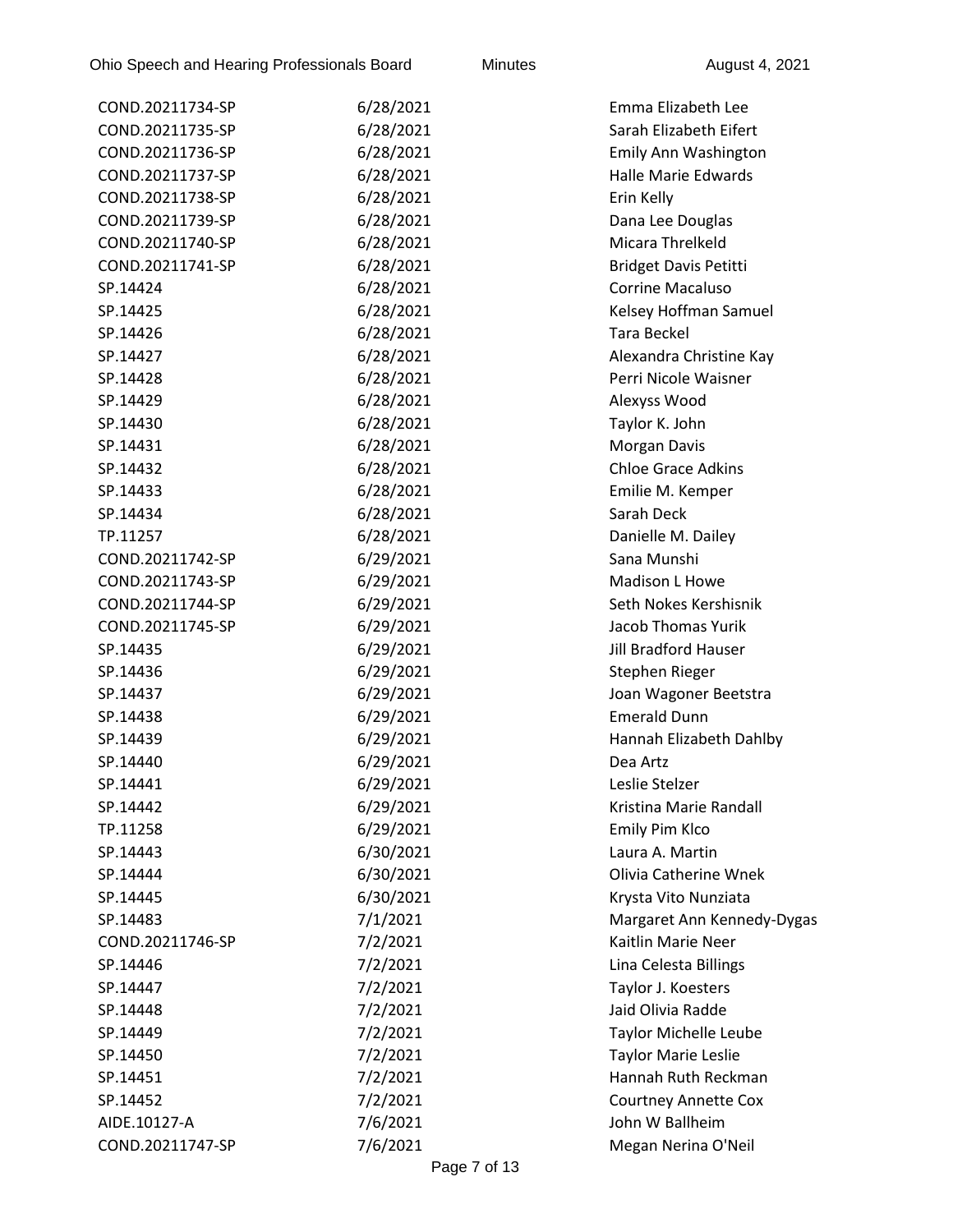| | | |
|---|---|---|
| COND.20211734-SP | 6/28/2021 | Emma Elizabeth Lee |
| COND.20211735-SP | 6/28/2021 | Sarah Elizabeth Eifert |
| COND.20211736-SP | 6/28/2021 | Emily Ann Washington |
| COND.20211737-SP | 6/28/2021 | Halle Marie Edwards |
| COND.20211738-SP | 6/28/2021 | Erin Kelly |
| COND.20211739-SP | 6/28/2021 | Dana Lee Douglas |
| COND.20211740-SP | 6/28/2021 | Micara Threlkeld |
| COND.20211741-SP | 6/28/2021 | Bridget Davis Petitti |
| SP.14424 | 6/28/2021 | Corrine Macaluso |
| SP.14425 | 6/28/2021 | Kelsey Hoffman Samuel |
| SP.14426 | 6/28/2021 | Tara Beckel |
| SP.14427 | 6/28/2021 | Alexandra Christine Kay |
| SP.14428 | 6/28/2021 | Perri Nicole Waisner |
| SP.14429 | 6/28/2021 | Alexyss Wood |
| SP.14430 | 6/28/2021 | Taylor K. John |
| SP.14431 | 6/28/2021 | Morgan Davis |
| SP.14432 | 6/28/2021 | Chloe Grace Adkins |
| SP.14433 | 6/28/2021 | Emilie M. Kemper |
| SP.14434 | 6/28/2021 | Sarah Deck |
| TP.11257 | 6/28/2021 | Danielle M. Dailey |
| COND.20211742-SP | 6/29/2021 | Sana Munshi |
| COND.20211743-SP | 6/29/2021 | Madison L Howe |
| COND.20211744-SP | 6/29/2021 | Seth Nokes Kershisnik |
| COND.20211745-SP | 6/29/2021 | Jacob Thomas Yurik |
| SP.14435 | 6/29/2021 | Jill Bradford Hauser |
| SP.14436 | 6/29/2021 | Stephen Rieger |
| SP.14437 | 6/29/2021 | Joan Wagoner Beetstra |
| SP.14438 | 6/29/2021 | Emerald Dunn |
| SP.14439 | 6/29/2021 | Hannah Elizabeth Dahlby |
| SP.14440 | 6/29/2021 | Dea Artz |
| SP.14441 | 6/29/2021 | Leslie Stelzer |
| SP.14442 | 6/29/2021 | Kristina Marie Randall |
| TP.11258 | 6/29/2021 | Emily Pim Klco |
| SP.14443 | 6/30/2021 | Laura A. Martin |
| SP.14444 | 6/30/2021 | Olivia Catherine Wnek |
| SP.14445 | 6/30/2021 | Krysta Vito Nunziata |
| SP.14483 | 7/1/2021 | Margaret Ann Kennedy-Dygas |
| COND.20211746-SP | 7/2/2021 | Kaitlin Marie Neer |
| SP.14446 | 7/2/2021 | Lina Celesta Billings |
| SP.14447 | 7/2/2021 | Taylor J. Koesters |
| SP.14448 | 7/2/2021 | Jaid Olivia Radde |
| SP.14449 | 7/2/2021 | Taylor Michelle Leube |
| SP.14450 | 7/2/2021 | Taylor Marie Leslie |
| SP.14451 | 7/2/2021 | Hannah Ruth Reckman |
| SP.14452 | 7/2/2021 | Courtney Annette Cox |
| AIDE.10127-A | 7/6/2021 | John W Ballheim |
| COND.20211747-SP | 7/6/2021 | Megan Nerina O'Neil |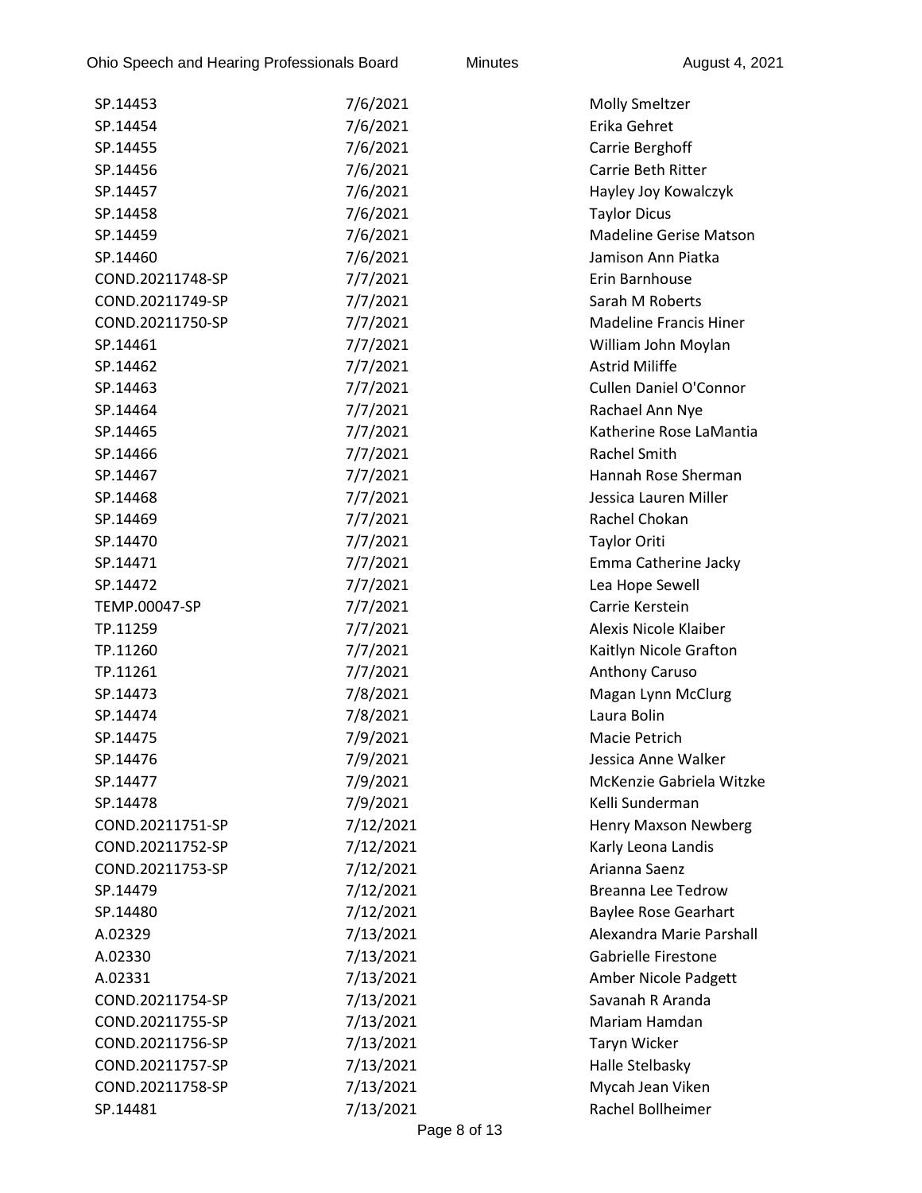| | | |
|---|---|---|
| SP.14453 | 7/6/2021 | Molly Smeltzer |
| SP.14454 | 7/6/2021 | Erika Gehret |
| SP.14455 | 7/6/2021 | Carrie Berghoff |
| SP.14456 | 7/6/2021 | Carrie Beth Ritter |
| SP.14457 | 7/6/2021 | Hayley Joy Kowalczyk |
| SP.14458 | 7/6/2021 | Taylor Dicus |
| SP.14459 | 7/6/2021 | Madeline Gerise Matson |
| SP.14460 | 7/6/2021 | Jamison Ann Piatka |
| COND.20211748-SP | 7/7/2021 | Erin Barnhouse |
| COND.20211749-SP | 7/7/2021 | Sarah M Roberts |
| COND.20211750-SP | 7/7/2021 | Madeline Francis Hiner |
| SP.14461 | 7/7/2021 | William John Moylan |
| SP.14462 | 7/7/2021 | Astrid Miliffe |
| SP.14463 | 7/7/2021 | Cullen Daniel O'Connor |
| SP.14464 | 7/7/2021 | Rachael Ann Nye |
| SP.14465 | 7/7/2021 | Katherine Rose LaMantia |
| SP.14466 | 7/7/2021 | Rachel Smith |
| SP.14467 | 7/7/2021 | Hannah Rose Sherman |
| SP.14468 | 7/7/2021 | Jessica Lauren Miller |
| SP.14469 | 7/7/2021 | Rachel Chokan |
| SP.14470 | 7/7/2021 | Taylor Oriti |
| SP.14471 | 7/7/2021 | Emma Catherine Jacky |
| SP.14472 | 7/7/2021 | Lea Hope Sewell |
| TEMP.00047-SP | 7/7/2021 | Carrie Kerstein |
| TP.11259 | 7/7/2021 | Alexis Nicole Klaiber |
| TP.11260 | 7/7/2021 | Kaitlyn Nicole Grafton |
| TP.11261 | 7/7/2021 | Anthony Caruso |
| SP.14473 | 7/8/2021 | Magan Lynn McClurg |
| SP.14474 | 7/8/2021 | Laura Bolin |
| SP.14475 | 7/9/2021 | Macie Petrich |
| SP.14476 | 7/9/2021 | Jessica Anne Walker |
| SP.14477 | 7/9/2021 | McKenzie Gabriela Witzke |
| SP.14478 | 7/9/2021 | Kelli Sunderman |
| COND.20211751-SP | 7/12/2021 | Henry Maxson Newberg |
| COND.20211752-SP | 7/12/2021 | Karly Leona Landis |
| COND.20211753-SP | 7/12/2021 | Arianna Saenz |
| SP.14479 | 7/12/2021 | Breanna Lee Tedrow |
| SP.14480 | 7/12/2021 | Baylee Rose Gearhart |
| A.02329 | 7/13/2021 | Alexandra Marie Parshall |
| A.02330 | 7/13/2021 | Gabrielle Firestone |
| A.02331 | 7/13/2021 | Amber Nicole Padgett |
| COND.20211754-SP | 7/13/2021 | Savanah R Aranda |
| COND.20211755-SP | 7/13/2021 | Mariam Hamdan |
| COND.20211756-SP | 7/13/2021 | Taryn Wicker |
| COND.20211757-SP | 7/13/2021 | Halle Stelbasky |
| COND.20211758-SP | 7/13/2021 | Mycah Jean Viken |
| SP.14481 | 7/13/2021 | Rachel Bollheimer |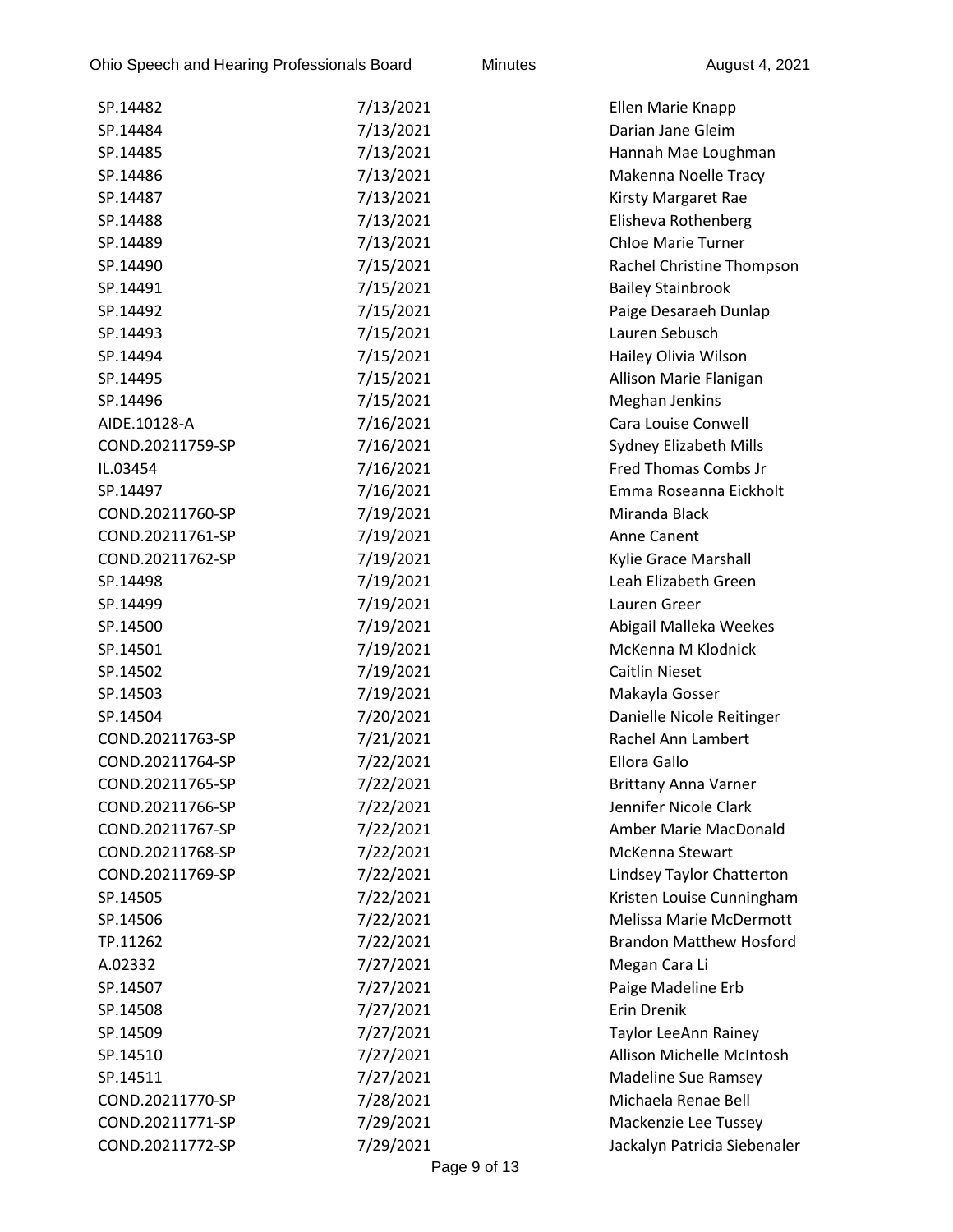| | | |
|---|---|---|
| SP.14482 | 7/13/2021 | Ellen Marie Knapp |
| SP.14484 | 7/13/2021 | Darian Jane Gleim |
| SP.14485 | 7/13/2021 | Hannah Mae Loughman |
| SP.14486 | 7/13/2021 | Makenna Noelle Tracy |
| SP.14487 | 7/13/2021 | Kirsty Margaret Rae |
| SP.14488 | 7/13/2021 | Elisheva Rothenberg |
| SP.14489 | 7/13/2021 | Chloe Marie Turner |
| SP.14490 | 7/15/2021 | Rachel Christine Thompson |
| SP.14491 | 7/15/2021 | Bailey Stainbrook |
| SP.14492 | 7/15/2021 | Paige Desaraeh Dunlap |
| SP.14493 | 7/15/2021 | Lauren Sebusch |
| SP.14494 | 7/15/2021 | Hailey Olivia Wilson |
| SP.14495 | 7/15/2021 | Allison Marie Flanigan |
| SP.14496 | 7/15/2021 | Meghan Jenkins |
| AIDE.10128-A | 7/16/2021 | Cara Louise Conwell |
| COND.20211759-SP | 7/16/2021 | Sydney Elizabeth Mills |
| IL.03454 | 7/16/2021 | Fred Thomas Combs Jr |
| SP.14497 | 7/16/2021 | Emma Roseanna Eickholt |
| COND.20211760-SP | 7/19/2021 | Miranda Black |
| COND.20211761-SP | 7/19/2021 | Anne Canent |
| COND.20211762-SP | 7/19/2021 | Kylie Grace Marshall |
| SP.14498 | 7/19/2021 | Leah Elizabeth Green |
| SP.14499 | 7/19/2021 | Lauren Greer |
| SP.14500 | 7/19/2021 | Abigail Malleka Weekes |
| SP.14501 | 7/19/2021 | McKenna M Klodnick |
| SP.14502 | 7/19/2021 | Caitlin Nieset |
| SP.14503 | 7/19/2021 | Makayla Gosser |
| SP.14504 | 7/20/2021 | Danielle Nicole Reitinger |
| COND.20211763-SP | 7/21/2021 | Rachel Ann Lambert |
| COND.20211764-SP | 7/22/2021 | Ellora Gallo |
| COND.20211765-SP | 7/22/2021 | Brittany Anna Varner |
| COND.20211766-SP | 7/22/2021 | Jennifer Nicole Clark |
| COND.20211767-SP | 7/22/2021 | Amber Marie MacDonald |
| COND.20211768-SP | 7/22/2021 | McKenna Stewart |
| COND.20211769-SP | 7/22/2021 | Lindsey Taylor Chatterton |
| SP.14505 | 7/22/2021 | Kristen Louise Cunningham |
| SP.14506 | 7/22/2021 | Melissa Marie McDermott |
| TP.11262 | 7/22/2021 | Brandon Matthew Hosford |
| A.02332 | 7/27/2021 | Megan Cara Li |
| SP.14507 | 7/27/2021 | Paige Madeline Erb |
| SP.14508 | 7/27/2021 | Erin Drenik |
| SP.14509 | 7/27/2021 | Taylor LeeAnn Rainey |
| SP.14510 | 7/27/2021 | Allison Michelle McIntosh |
| SP.14511 | 7/27/2021 | Madeline Sue Ramsey |
| COND.20211770-SP | 7/28/2021 | Michaela Renae Bell |
| COND.20211771-SP | 7/29/2021 | Mackenzie Lee Tussey |
| COND.20211772-SP | 7/29/2021 | Jackalyn Patricia Siebenaler |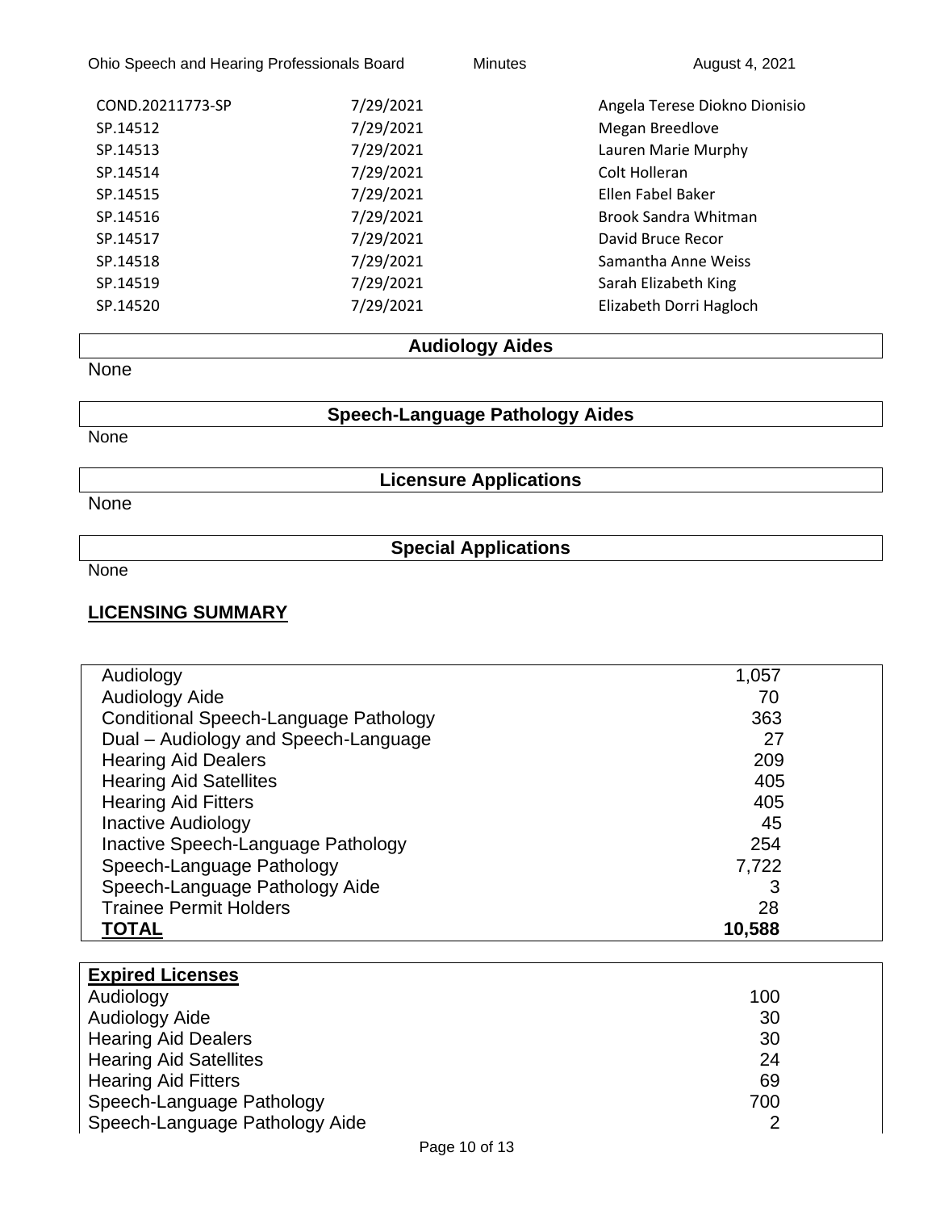| | | |
|---|---|---|
| COND.20211773-SP | 7/29/2021 | Angela Terese Diokno Dionisio |
| SP.14512 | 7/29/2021 | Megan Breedlove |
| SP.14513 | 7/29/2021 | Lauren Marie Murphy |
| SP.14514 | 7/29/2021 | Colt Holleran |
| SP.14515 | 7/29/2021 | Ellen Fabel Baker |
| SP.14516 | 7/29/2021 | Brook Sandra Whitman |
| SP.14517 | 7/29/2021 | David Bruce Recor |
| SP.14518 | 7/29/2021 | Samantha Anne Weiss |
| SP.14519 | 7/29/2021 | Sarah Elizabeth King |
| SP.14520 | 7/29/2021 | Elizabeth Dorri Hagloch |

**Audiology Aides**

None

**Speech-Language Pathology Aides**

None

**Licensure Applications**

None

**Special Applications**

None

## LICENSING SUMMARY

| | |
|---|---|
| Audiology | 1,057 |
| Audiology Aide | 70 |
| Conditional Speech-Language Pathology | 363 |
| Dual – Audiology and Speech-Language | 27 |
| Hearing Aid Dealers | 209 |
| Hearing Aid Satellites | 405 |
| Hearing Aid Fitters | 405 |
| Inactive Audiology | 45 |
| Inactive Speech-Language Pathology | 254 |
| Speech-Language Pathology | 7,722 |
| Speech-Language Pathology Aide | 3 |
| Trainee Permit Holders | 28 |
| **TOTAL** | **10,588** |

| **Expired Licenses** | |
|---|---|
| Audiology | 100 |
| Audiology Aide | 30 |
| Hearing Aid Dealers | 30 |
| Hearing Aid Satellites | 24 |
| Hearing Aid Fitters | 69 |
| Speech-Language Pathology | 700 |
| Speech-Language Pathology Aide | 2 |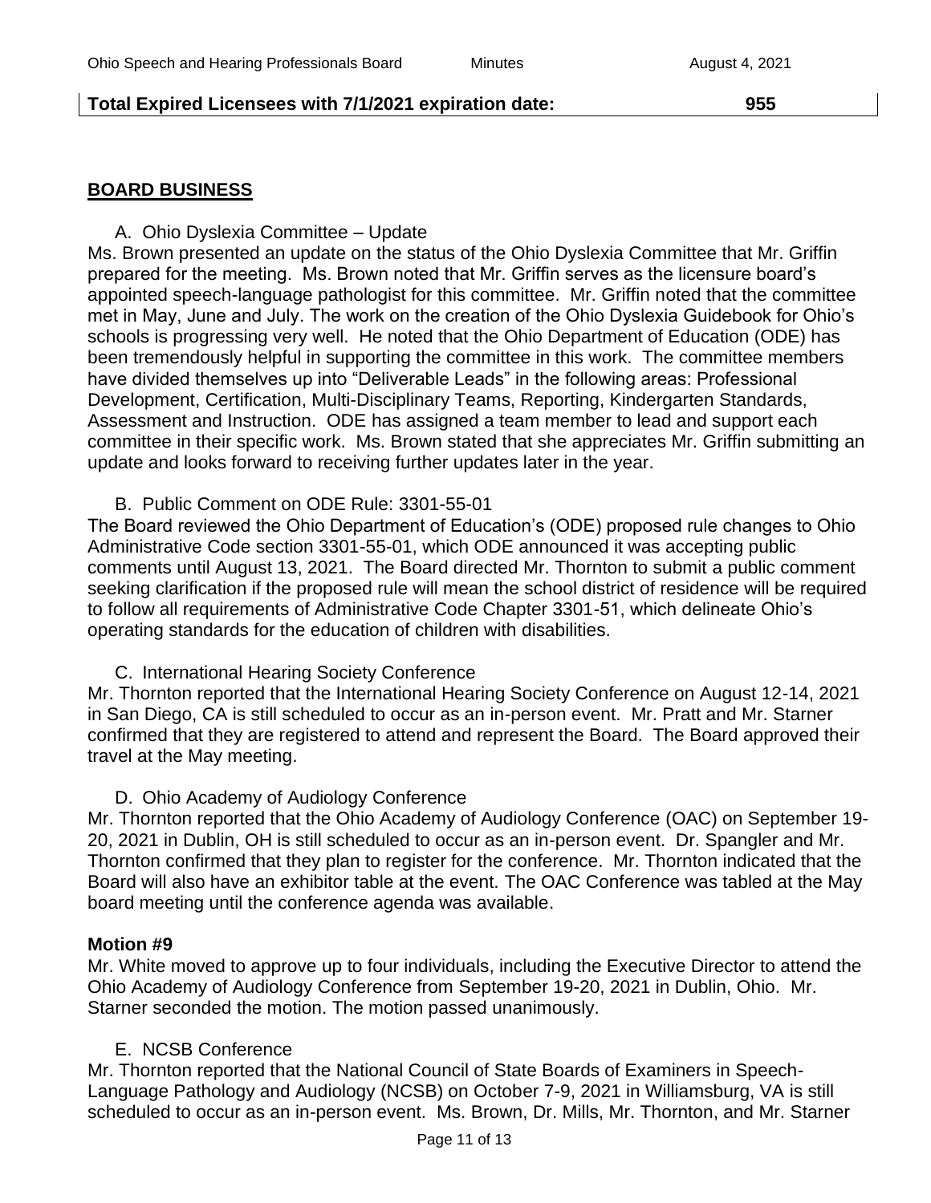| Total Expired Licensees with 7/1/2021 expiration date: | 955 |
|---|---|

## BOARD BUSINESS

A. Ohio Dyslexia Committee – Update

Ms. Brown presented an update on the status of the Ohio Dyslexia Committee that Mr. Griffin prepared for the meeting. Ms. Brown noted that Mr. Griffin serves as the licensure board's appointed speech-language pathologist for this committee. Mr. Griffin noted that the committee met in May, June and July. The work on the creation of the Ohio Dyslexia Guidebook for Ohio's schools is progressing very well. He noted that the Ohio Department of Education (ODE) has been tremendously helpful in supporting the committee in this work. The committee members have divided themselves up into "Deliverable Leads" in the following areas: Professional Development, Certification, Multi-Disciplinary Teams, Reporting, Kindergarten Standards, Assessment and Instruction. ODE has assigned a team member to lead and support each committee in their specific work. Ms. Brown stated that she appreciates Mr. Griffin submitting an update and looks forward to receiving further updates later in the year.

B. Public Comment on ODE Rule: 3301-55-01

The Board reviewed the Ohio Department of Education's (ODE) proposed rule changes to Ohio Administrative Code section 3301-55-01, which ODE announced it was accepting public comments until August 13, 2021. The Board directed Mr. Thornton to submit a public comment seeking clarification if the proposed rule will mean the school district of residence will be required to follow all requirements of Administrative Code Chapter 3301-51, which delineate Ohio's operating standards for the education of children with disabilities.

C. International Hearing Society Conference

Mr. Thornton reported that the International Hearing Society Conference on August 12-14, 2021 in San Diego, CA is still scheduled to occur as an in-person event. Mr. Pratt and Mr. Starner confirmed that they are registered to attend and represent the Board. The Board approved their travel at the May meeting.

D. Ohio Academy of Audiology Conference

Mr. Thornton reported that the Ohio Academy of Audiology Conference (OAC) on September 19-20, 2021 in Dublin, OH is still scheduled to occur as an in-person event. Dr. Spangler and Mr. Thornton confirmed that they plan to register for the conference. Mr. Thornton indicated that the Board will also have an exhibitor table at the event. The OAC Conference was tabled at the May board meeting until the conference agenda was available.

**Motion #9**

Mr. White moved to approve up to four individuals, including the Executive Director to attend the Ohio Academy of Audiology Conference from September 19-20, 2021 in Dublin, Ohio. Mr. Starner seconded the motion. The motion passed unanimously.

E. NCSB Conference

Mr. Thornton reported that the National Council of State Boards of Examiners in Speech-Language Pathology and Audiology (NCSB) on October 7-9, 2021 in Williamsburg, VA is still scheduled to occur as an in-person event. Ms. Brown, Dr. Mills, Mr. Thornton, and Mr. Starner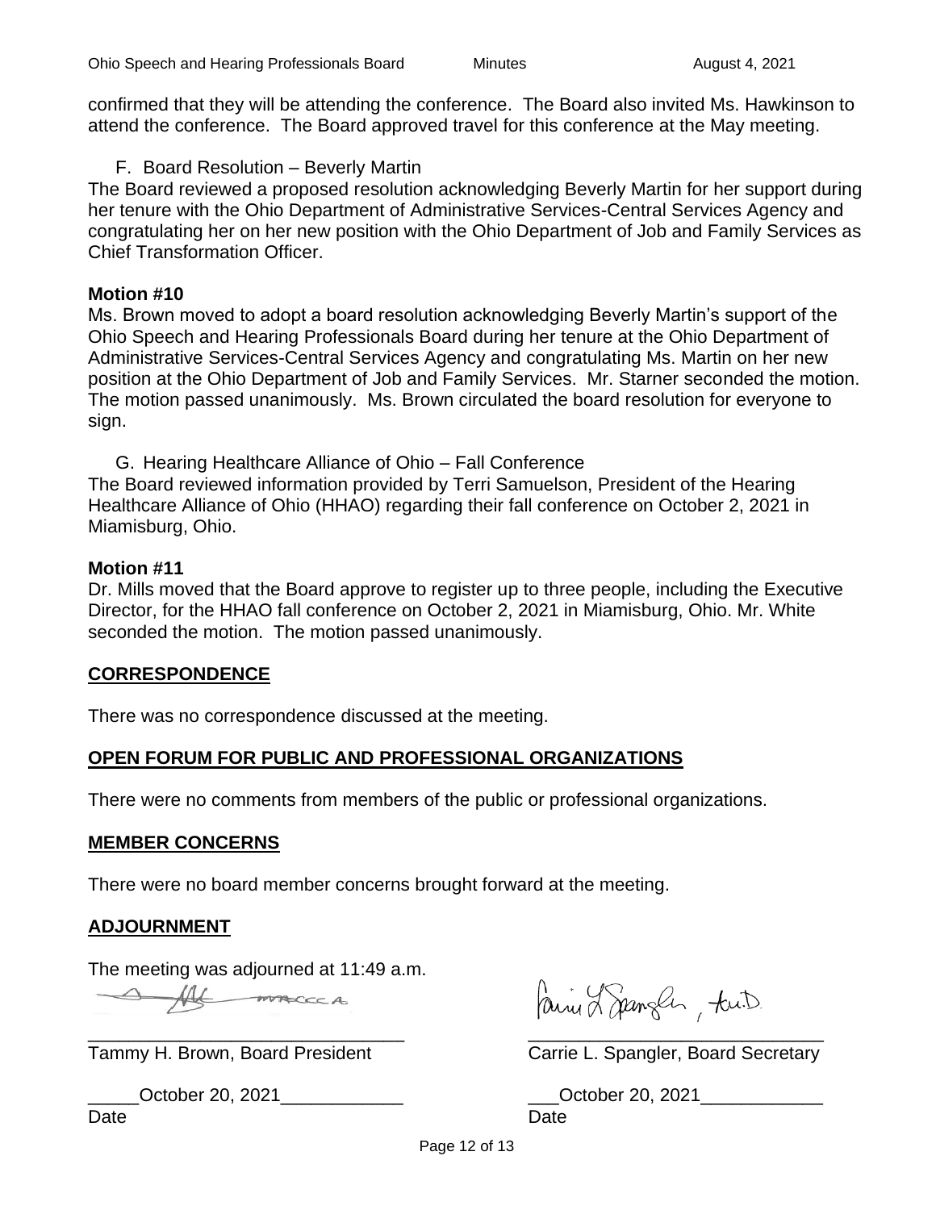confirmed that they will be attending the conference. The Board also invited Ms. Hawkinson to attend the conference. The Board approved travel for this conference at the May meeting.

F. Board Resolution – Beverly Martin

The Board reviewed a proposed resolution acknowledging Beverly Martin for her support during her tenure with the Ohio Department of Administrative Services-Central Services Agency and congratulating her on her new position with the Ohio Department of Job and Family Services as Chief Transformation Officer.

**Motion #10**

Ms. Brown moved to adopt a board resolution acknowledging Beverly Martin's support of the Ohio Speech and Hearing Professionals Board during her tenure at the Ohio Department of Administrative Services-Central Services Agency and congratulating Ms. Martin on her new position at the Ohio Department of Job and Family Services. Mr. Starner seconded the motion. The motion passed unanimously. Ms. Brown circulated the board resolution for everyone to sign.

G. Hearing Healthcare Alliance of Ohio – Fall Conference

The Board reviewed information provided by Terri Samuelson, President of the Hearing Healthcare Alliance of Ohio (HHAO) regarding their fall conference on October 2, 2021 in Miamisburg, Ohio.

**Motion #11**

Dr. Mills moved that the Board approve to register up to three people, including the Executive Director, for the HHAO fall conference on October 2, 2021 in Miamisburg, Ohio. Mr. White seconded the motion. The motion passed unanimously.

## CORRESPONDENCE

There was no correspondence discussed at the meeting.

## OPEN FORUM FOR PUBLIC AND PROFESSIONAL ORGANIZATIONS

There were no comments from members of the public or professional organizations.

## MEMBER CONCERNS

There were no board member concerns brought forward at the meeting.

## ADJOURNMENT

The meeting was adjourned at 11:49 a.m.

| | |
|---|---|
| _______________________________ | _______________________________ |
| Tammy H. Brown, Board President | Carrie L. Spangler, Board Secretary |
| _____October 20, 2021____________ | ___October 20, 2021____________ |
| Date | Date |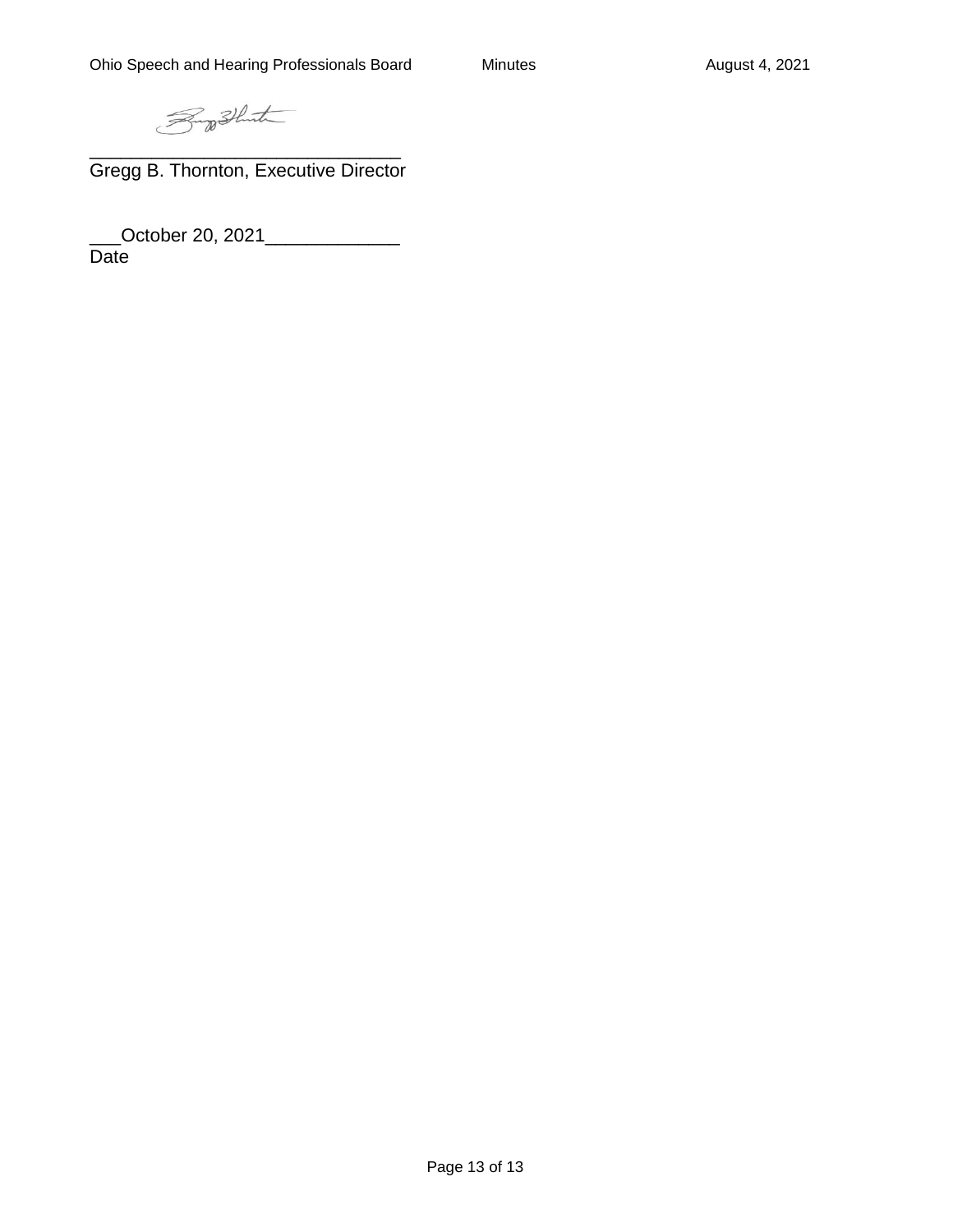______________________________
Gregg B. Thornton, Executive Director

___October 20, 2021_____________
Date